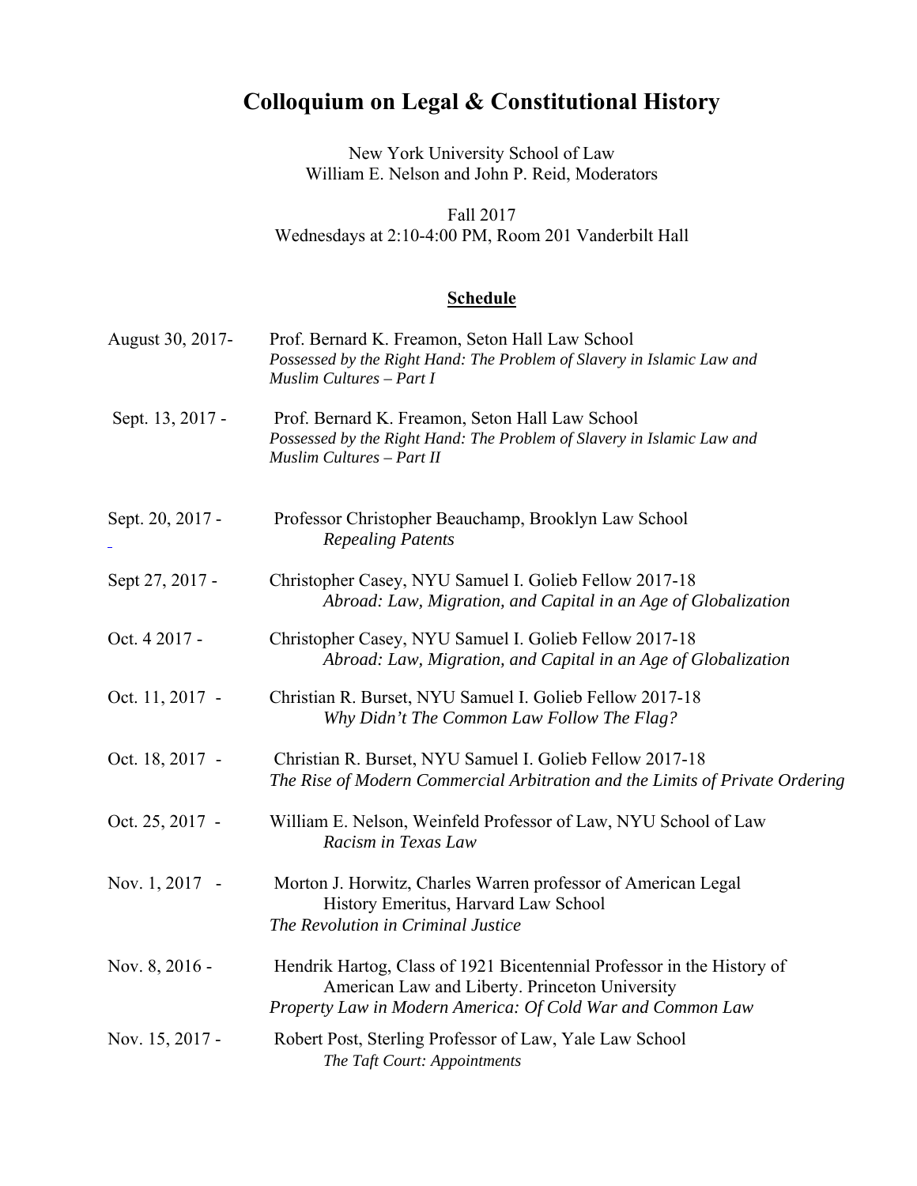# Colloquium on Legal & Constitutional History

New York University School of Law
William E. Nelson and John P. Reid, Moderators

Fall 2017
Wednesdays at 2:10-4:00 PM, Room 201 Vanderbilt Hall

## **Schedule**

August 30, 2017- Prof. Bernard K. Freamon, Seton Hall Law School
*Possessed by the Right Hand: The Problem of Slavery in Islamic Law and Muslim Cultures – Part I*

Sept. 13, 2017 - Prof. Bernard K. Freamon, Seton Hall Law School
*Possessed by the Right Hand: The Problem of Slavery in Islamic Law and Muslim Cultures – Part II*

Sept. 20, 2017 - Professor Christopher Beauchamp, Brooklyn Law School
*Repealing Patents*

Sept 27, 2017 - Christopher Casey, NYU Samuel I. Golieb Fellow 2017-18
*Abroad: Law, Migration, and Capital in an Age of Globalization*

Oct. 4 2017 - Christopher Casey, NYU Samuel I. Golieb Fellow 2017-18
*Abroad: Law, Migration, and Capital in an Age of Globalization*

Oct. 11, 2017 - Christian R. Burset, NYU Samuel I. Golieb Fellow 2017-18
*Why Didn't The Common Law Follow The Flag?*

Oct. 18, 2017 - Christian R. Burset, NYU Samuel I. Golieb Fellow 2017-18
*The Rise of Modern Commercial Arbitration and the Limits of Private Ordering*

Oct. 25, 2017 - William E. Nelson, Weinfeld Professor of Law, NYU School of Law
*Racism in Texas Law*

Nov. 1, 2017 - Morton J. Horwitz, Charles Warren professor of American Legal History Emeritus, Harvard Law School
*The Revolution in Criminal Justice*

Nov. 8, 2016 - Hendrik Hartog, Class of 1921 Bicentennial Professor in the History of American Law and Liberty. Princeton University
*Property Law in Modern America: Of Cold War and Common Law*

Nov. 15, 2017 - Robert Post, Sterling Professor of Law, Yale Law School
*The Taft Court: Appointments*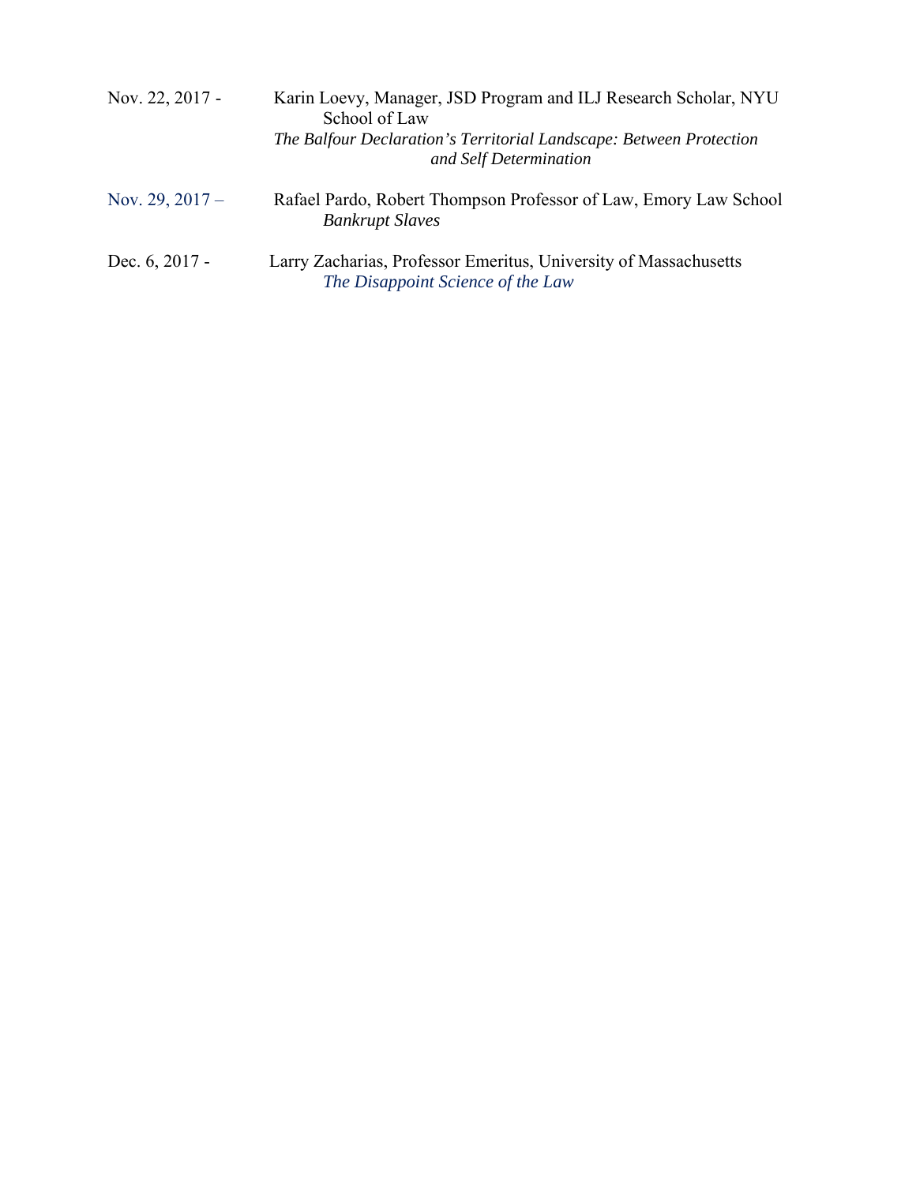Nov. 22, 2017 - Karin Loevy, Manager, JSD Program and ILJ Research Scholar, NYU School of Law
*The Balfour Declaration's Territorial Landscape: Between Protection and Self Determination*

Nov. 29, 2017 – Rafael Pardo, Robert Thompson Professor of Law, Emory Law School
*Bankrupt Slaves*

Dec. 6, 2017 - Larry Zacharias, Professor Emeritus, University of Massachusetts
*The Disappoint Science of the Law*